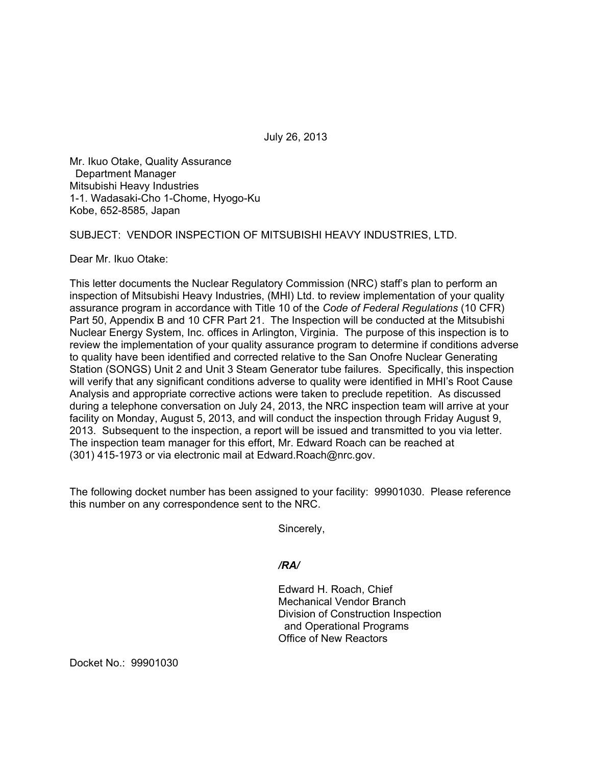July 26, 2013

Mr. Ikuo Otake, Quality Assurance
 Department Manager
Mitsubishi Heavy Industries
1-1. Wadasaki-Cho 1-Chome, Hyogo-Ku
Kobe, 652-8585, Japan

SUBJECT: VENDOR INSPECTION OF MITSUBISHI HEAVY INDUSTRIES, LTD.

Dear Mr. Ikuo Otake:

This letter documents the Nuclear Regulatory Commission (NRC) staff's plan to perform an inspection of Mitsubishi Heavy Industries, (MHI) Ltd. to review implementation of your quality assurance program in accordance with Title 10 of the *Code of Federal Regulations* (10 CFR) Part 50, Appendix B and 10 CFR Part 21. The Inspection will be conducted at the Mitsubishi Nuclear Energy System, Inc. offices in Arlington, Virginia. The purpose of this inspection is to review the implementation of your quality assurance program to determine if conditions adverse to quality have been identified and corrected relative to the San Onofre Nuclear Generating Station (SONGS) Unit 2 and Unit 3 Steam Generator tube failures. Specifically, this inspection will verify that any significant conditions adverse to quality were identified in MHI's Root Cause Analysis and appropriate corrective actions were taken to preclude repetition. As discussed during a telephone conversation on July 24, 2013, the NRC inspection team will arrive at your facility on Monday, August 5, 2013, and will conduct the inspection through Friday August 9, 2013. Subsequent to the inspection, a report will be issued and transmitted to you via letter. The inspection team manager for this effort, Mr. Edward Roach can be reached at (301) 415-1973 or via electronic mail at Edward.Roach@nrc.gov.

The following docket number has been assigned to your facility: 99901030. Please reference this number on any correspondence sent to the NRC.

Sincerely,

*/RA/*

Edward H. Roach, Chief
Mechanical Vendor Branch
Division of Construction Inspection
 and Operational Programs
Office of New Reactors

Docket No.: 99901030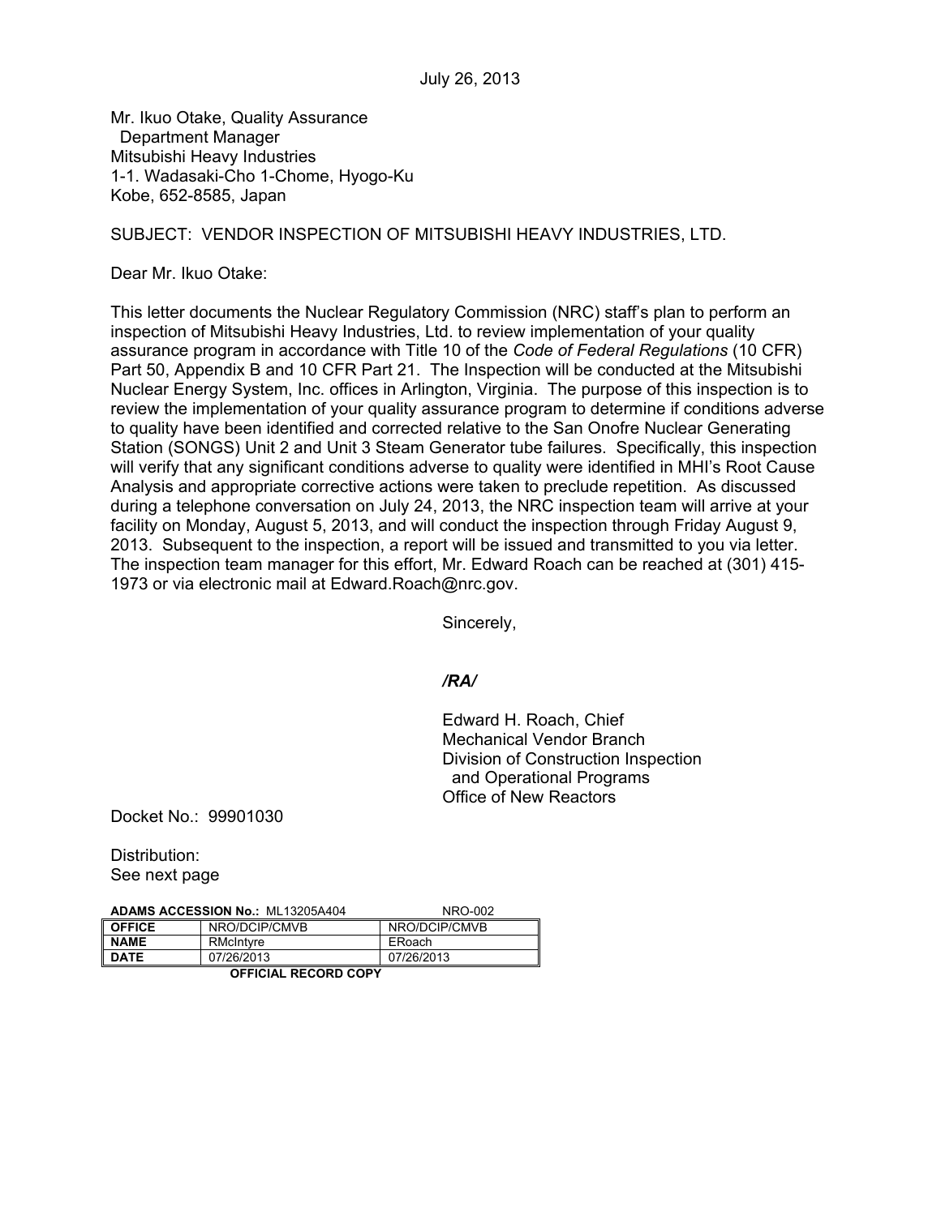July 26, 2013

Mr. Ikuo Otake, Quality Assurance
Department Manager
Mitsubishi Heavy Industries
1-1. Wadasaki-Cho 1-Chome, Hyogo-Ku
Kobe, 652-8585, Japan

SUBJECT: VENDOR INSPECTION OF MITSUBISHI HEAVY INDUSTRIES, LTD.

Dear Mr. Ikuo Otake:

This letter documents the Nuclear Regulatory Commission (NRC) staff's plan to perform an inspection of Mitsubishi Heavy Industries, Ltd. to review implementation of your quality assurance program in accordance with Title 10 of the *Code of Federal Regulations* (10 CFR) Part 50, Appendix B and 10 CFR Part 21. The Inspection will be conducted at the Mitsubishi Nuclear Energy System, Inc. offices in Arlington, Virginia. The purpose of this inspection is to review the implementation of your quality assurance program to determine if conditions adverse to quality have been identified and corrected relative to the San Onofre Nuclear Generating Station (SONGS) Unit 2 and Unit 3 Steam Generator tube failures. Specifically, this inspection will verify that any significant conditions adverse to quality were identified in MHI's Root Cause Analysis and appropriate corrective actions were taken to preclude repetition. As discussed during a telephone conversation on July 24, 2013, the NRC inspection team will arrive at your facility on Monday, August 5, 2013, and will conduct the inspection through Friday August 9, 2013. Subsequent to the inspection, a report will be issued and transmitted to you via letter. The inspection team manager for this effort, Mr. Edward Roach can be reached at (301) 415-1973 or via electronic mail at Edward.Roach@nrc.gov.

Sincerely,

***/RA/***

Edward H. Roach, Chief
Mechanical Vendor Branch
Division of Construction Inspection
and Operational Programs
Office of New Reactors

Docket No.: 99901030

Distribution:
See next page

**ADAMS ACCESSION No.:** ML13205A404 NRO-002

| **OFFICE** | NRO/DCIP/CMVB | NRO/DCIP/CMVB |
| --- | --- | --- |
| **NAME** | RMcIntyre | ERoach |
| **DATE** | 07/26/2013 | 07/26/2013 |

**OFFICIAL RECORD COPY**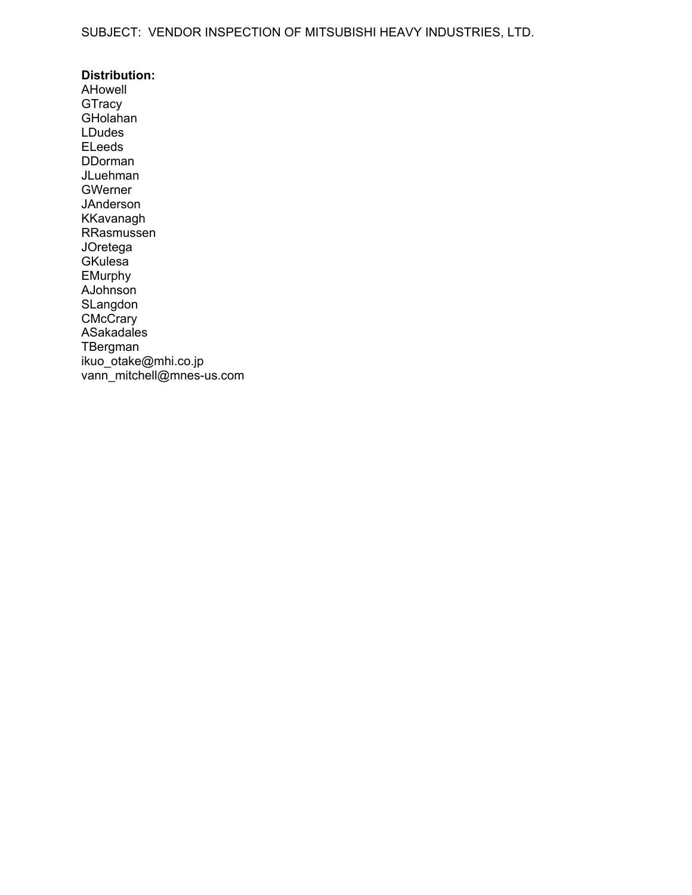SUBJECT: VENDOR INSPECTION OF MITSUBISHI HEAVY INDUSTRIES, LTD.

**Distribution:**
AHowell
GTracy
GHolahan
LDudes
ELeeds
DDorman
JLuehman
GWerner
JAnderson
KKavanagh
RRasmussen
JOretega
GKulesa
EMurphy
AJohnson
SLangdon
CMcCrary
ASakadales
TBergman
ikuo_otake@mhi.co.jp
vann_mitchell@mnes-us.com